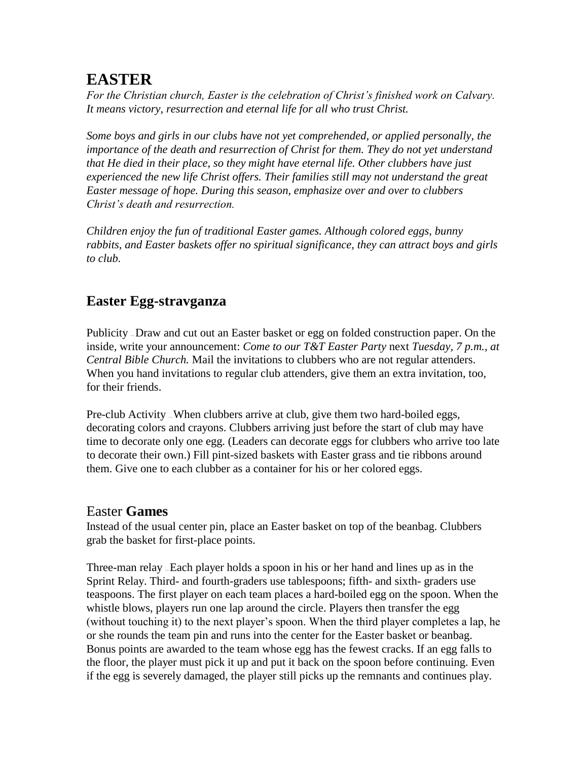# EASTER

*For the Christian church, Easter is the celebration of Christ's finished work on Calvary. It means victory, resurrection and eternal life for all who trust Christ.*

*Some boys and girls in our clubs have not yet comprehended, or applied personally, the importance of the death and resurrection of Christ for them. They do not yet understand that He died in their place, so they might have eternal life. Other clubbers have just experienced the new life Christ offers. Their families still may not understand the great Easter message of hope. During this season, emphasize over and over to clubbers Christ's death and resurrection.*

*Children enjoy the fun of traditional Easter games. Although colored eggs, bunny rabbits, and Easter baskets offer no spiritual significance, they can attract boys and girls to club.*

## Easter Egg-stravganza

Publicity – Draw and cut out an Easter basket or egg on folded construction paper. On the inside, write your announcement: *Come to our T&T Easter Party* next *Tuesday, 7 p.m., at Central Bible Church.* Mail the invitations to clubbers who are not regular attenders. When you hand invitations to regular club attenders, give them an extra invitation, too, for their friends.

Pre-club Activity – When clubbers arrive at club, give them two hard-boiled eggs, decorating colors and crayons. Clubbers arriving just before the start of club may have time to decorate only one egg. (Leaders can decorate eggs for clubbers who arrive too late to decorate their own.) Fill pint-sized baskets with Easter grass and tie ribbons around them. Give one to each clubber as a container for his or her colored eggs.

## Easter **Games**

Instead of the usual center pin, place an Easter basket on top of the beanbag. Clubbers grab the basket for first-place points.

Three-man relay – Each player holds a spoon in his or her hand and lines up as in the Sprint Relay. Third- and fourth-graders use tablespoons; fifth- and sixth- graders use teaspoons. The first player on each team places a hard-boiled egg on the spoon. When the whistle blows, players run one lap around the circle. Players then transfer the egg (without touching it) to the next player's spoon. When the third player completes a lap, he or she rounds the team pin and runs into the center for the Easter basket or beanbag. Bonus points are awarded to the team whose egg has the fewest cracks. If an egg falls to the floor, the player must pick it up and put it back on the spoon before continuing. Even if the egg is severely damaged, the player still picks up the remnants and continues play.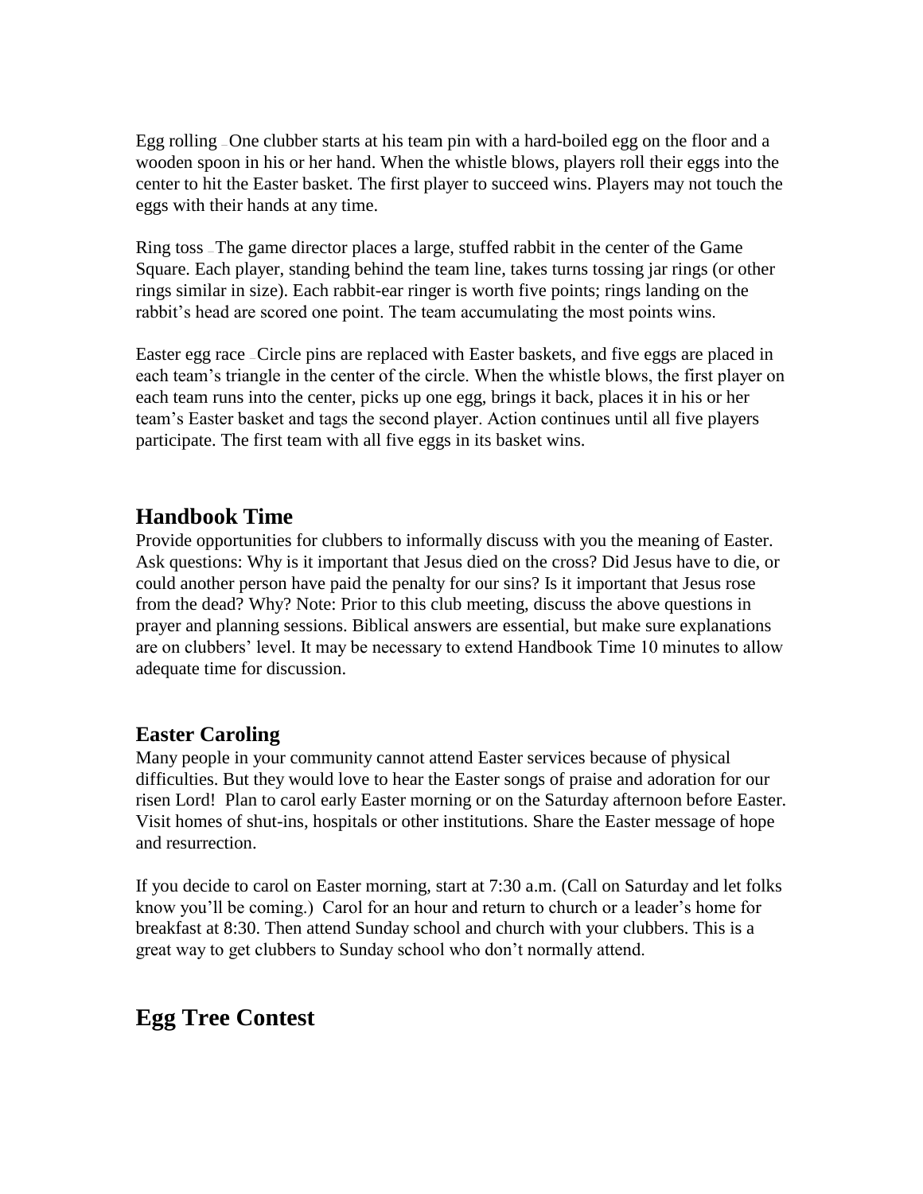Egg rolling – One clubber starts at his team pin with a hard-boiled egg on the floor and a wooden spoon in his or her hand. When the whistle blows, players roll their eggs into the center to hit the Easter basket. The first player to succeed wins. Players may not touch the eggs with their hands at any time.

Ring toss – The game director places a large, stuffed rabbit in the center of the Game Square. Each player, standing behind the team line, takes turns tossing jar rings (or other rings similar in size). Each rabbit-ear ringer is worth five points; rings landing on the rabbit's head are scored one point. The team accumulating the most points wins.

Easter egg race – Circle pins are replaced with Easter baskets, and five eggs are placed in each team's triangle in the center of the circle. When the whistle blows, the first player on each team runs into the center, picks up one egg, brings it back, places it in his or her team's Easter basket and tags the second player. Action continues until all five players participate. The first team with all five eggs in its basket wins.

## Handbook Time

Provide opportunities for clubbers to informally discuss with you the meaning of Easter. Ask questions: Why is it important that Jesus died on the cross? Did Jesus have to die, or could another person have paid the penalty for our sins? Is it important that Jesus rose from the dead? Why? Note: Prior to this club meeting, discuss the above questions in prayer and planning sessions. Biblical answers are essential, but make sure explanations are on clubbers' level. It may be necessary to extend Handbook Time 10 minutes to allow adequate time for discussion.

### Easter Caroling

Many people in your community cannot attend Easter services because of physical difficulties. But they would love to hear the Easter songs of praise and adoration for our risen Lord! Plan to carol early Easter morning or on the Saturday afternoon before Easter. Visit homes of shut-ins, hospitals or other institutions. Share the Easter message of hope and resurrection.

If you decide to carol on Easter morning, start at 7:30 a.m. (Call on Saturday and let folks know you'll be coming.) Carol for an hour and return to church or a leader's home for breakfast at 8:30. Then attend Sunday school and church with your clubbers. This is a great way to get clubbers to Sunday school who don't normally attend.

## Egg Tree Contest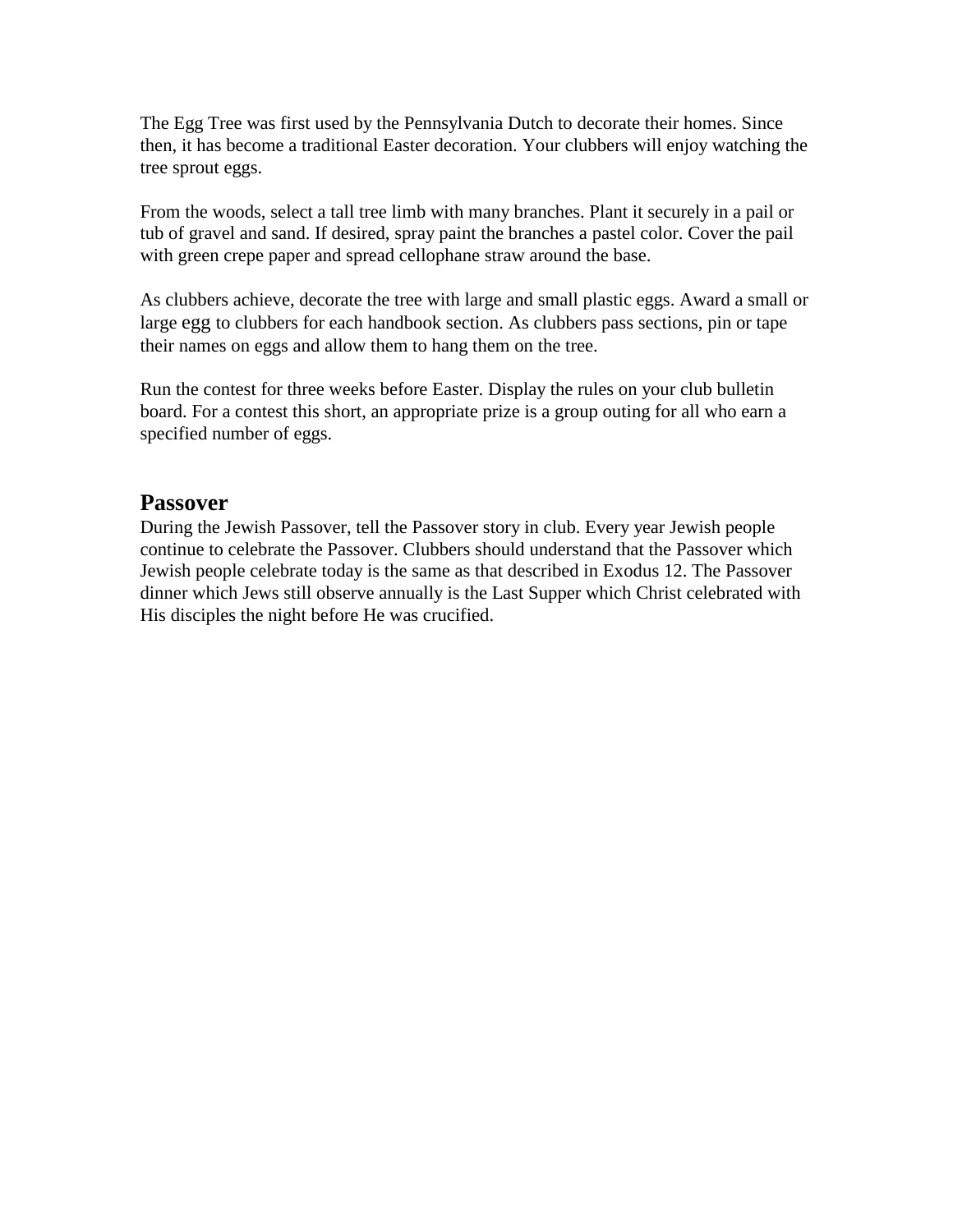The Egg Tree was first used by the Pennsylvania Dutch to decorate their homes. Since then, it has become a traditional Easter decoration. Your clubbers will enjoy watching the tree sprout eggs.

From the woods, select a tall tree limb with many branches. Plant it securely in a pail or tub of gravel and sand. If desired, spray paint the branches a pastel color. Cover the pail with green crepe paper and spread cellophane straw around the base.

As clubbers achieve, decorate the tree with large and small plastic eggs. Award a small or large egg to clubbers for each handbook section. As clubbers pass sections, pin or tape their names on eggs and allow them to hang them on the tree.

Run the contest for three weeks before Easter. Display the rules on your club bulletin board. For a contest this short, an appropriate prize is a group outing for all who earn a specified number of eggs.

## Passover

During the Jewish Passover, tell the Passover story in club. Every year Jewish people continue to celebrate the Passover. Clubbers should understand that the Passover which Jewish people celebrate today is the same as that described in Exodus 12. The Passover dinner which Jews still observe annually is the Last Supper which Christ celebrated with His disciples the night before He was crucified.